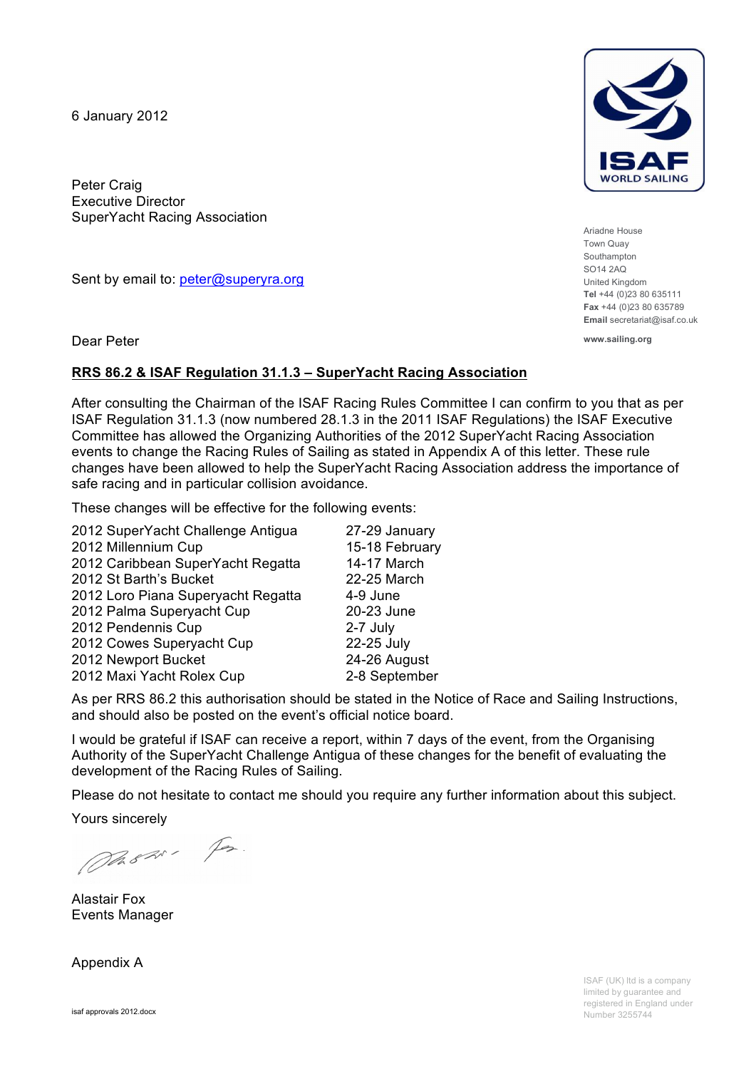6 January 2012

Peter Craig
Executive Director
SuperYacht Racing Association

Ariadne House
Town Quay
Southampton
SO14 2AQ
United Kingdom
**Tel** +44 (0)23 80 635111
**Fax** +44 (0)23 80 635789
**Email** secretariat@isaf.co.uk

**www.sailing.org**

Sent by email to: peter@superyra.org

Dear Peter

**RRS 86.2 & ISAF Regulation 31.1.3 – SuperYacht Racing Association**

After consulting the Chairman of the ISAF Racing Rules Committee I can confirm to you that as per ISAF Regulation 31.1.3 (now numbered 28.1.3 in the 2011 ISAF Regulations) the ISAF Executive Committee has allowed the Organizing Authorities of the 2012 SuperYacht Racing Association events to change the Racing Rules of Sailing as stated in Appendix A of this letter. These rule changes have been allowed to help the SuperYacht Racing Association address the importance of safe racing and in particular collision avoidance.

These changes will be effective for the following events:

| | |
|---|---|
| 2012 SuperYacht Challenge Antigua | 27-29 January |
| 2012 Millennium Cup | 15-18 February |
| 2012 Caribbean SuperYacht Regatta | 14-17 March |
| 2012 St Barth's Bucket | 22-25 March |
| 2012 Loro Piana Superyacht Regatta | 4-9 June |
| 2012 Palma Superyacht Cup | 20-23 June |
| 2012 Pendennis Cup | 2-7 July |
| 2012 Cowes Superyacht Cup | 22-25 July |
| 2012 Newport Bucket | 24-26 August |
| 2012 Maxi Yacht Rolex Cup | 2-8 September |

As per RRS 86.2 this authorisation should be stated in the Notice of Race and Sailing Instructions, and should also be posted on the event's official notice board.

I would be grateful if ISAF can receive a report, within 7 days of the event, from the Organising Authority of the SuperYacht Challenge Antigua of these changes for the benefit of evaluating the development of the Racing Rules of Sailing.

Please do not hesitate to contact me should you require any further information about this subject.

Yours sincerely

Alastair Fox
Events Manager

Appendix A

isaf approvals 2012.docx

ISAF (UK) ltd is a company limited by guarantee and registered in England under Number 3255744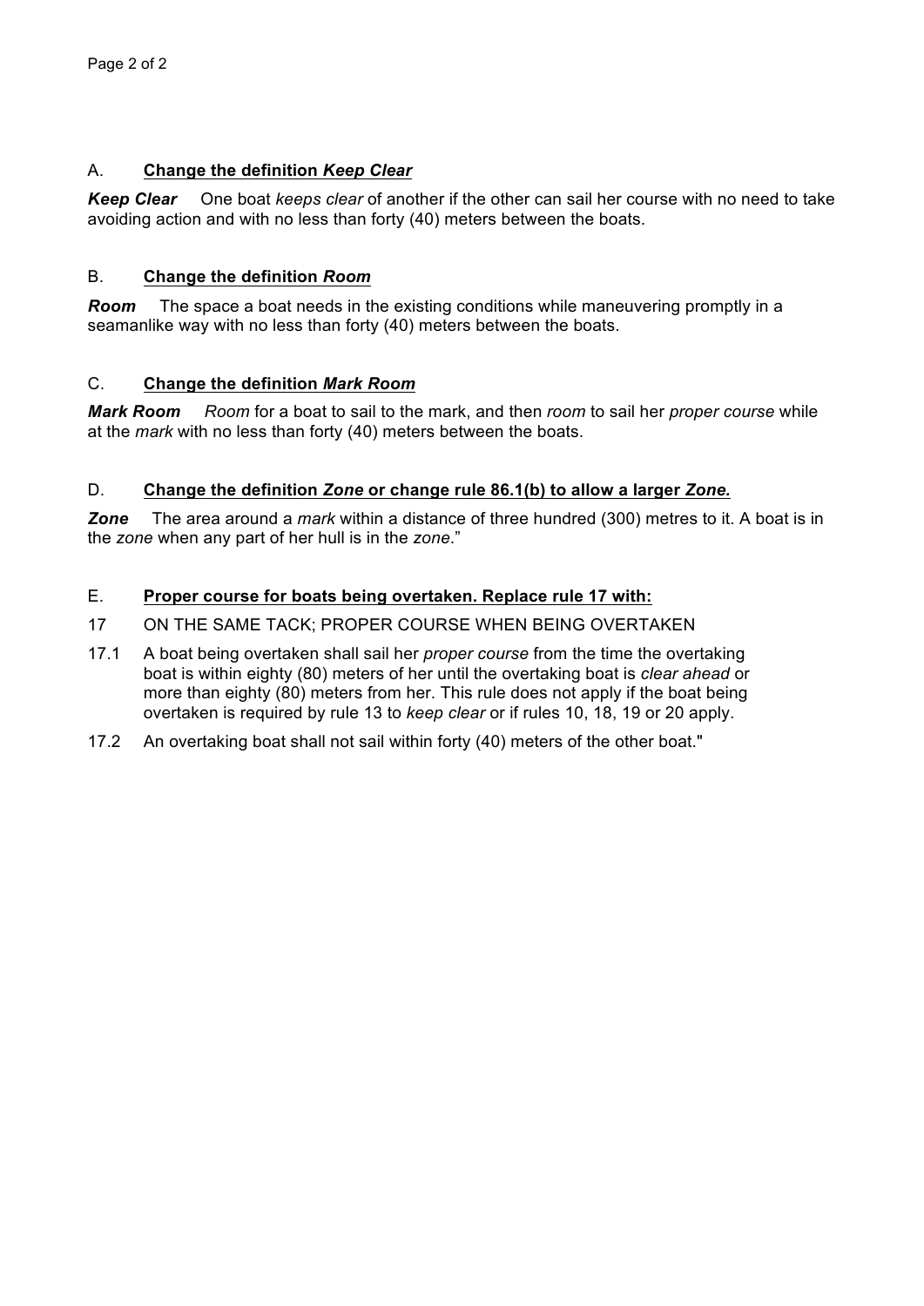### A. **Change the definition *Keep Clear***

***Keep Clear*** One boat *keeps clear* of another if the other can sail her course with no need to take avoiding action and with no less than forty (40) meters between the boats.

### B. **Change the definition *Room***

***Room*** The space a boat needs in the existing conditions while maneuvering promptly in a seamanlike way with no less than forty (40) meters between the boats.

### C. **Change the definition *Mark Room***

***Mark Room*** *Room* for a boat to sail to the mark, and then *room* to sail her *proper course* while at the *mark* with no less than forty (40) meters between the boats.

### D. **Change the definition *Zone* or change rule 86.1(b) to allow a larger *Zone.***

***Zone*** The area around a *mark* within a distance of three hundred (300) metres to it. A boat is in the *zone* when any part of her hull is in the *zone*."

### E. **Proper course for boats being overtaken. Replace rule 17 with:**

17 ON THE SAME TACK; PROPER COURSE WHEN BEING OVERTAKEN

17.1 A boat being overtaken shall sail her *proper course* from the time the overtaking boat is within eighty (80) meters of her until the overtaking boat is *clear ahead* or more than eighty (80) meters from her. This rule does not apply if the boat being overtaken is required by rule 13 to *keep clear* or if rules 10, 18, 19 or 20 apply.

17.2 An overtaking boat shall not sail within forty (40) meters of the other boat."